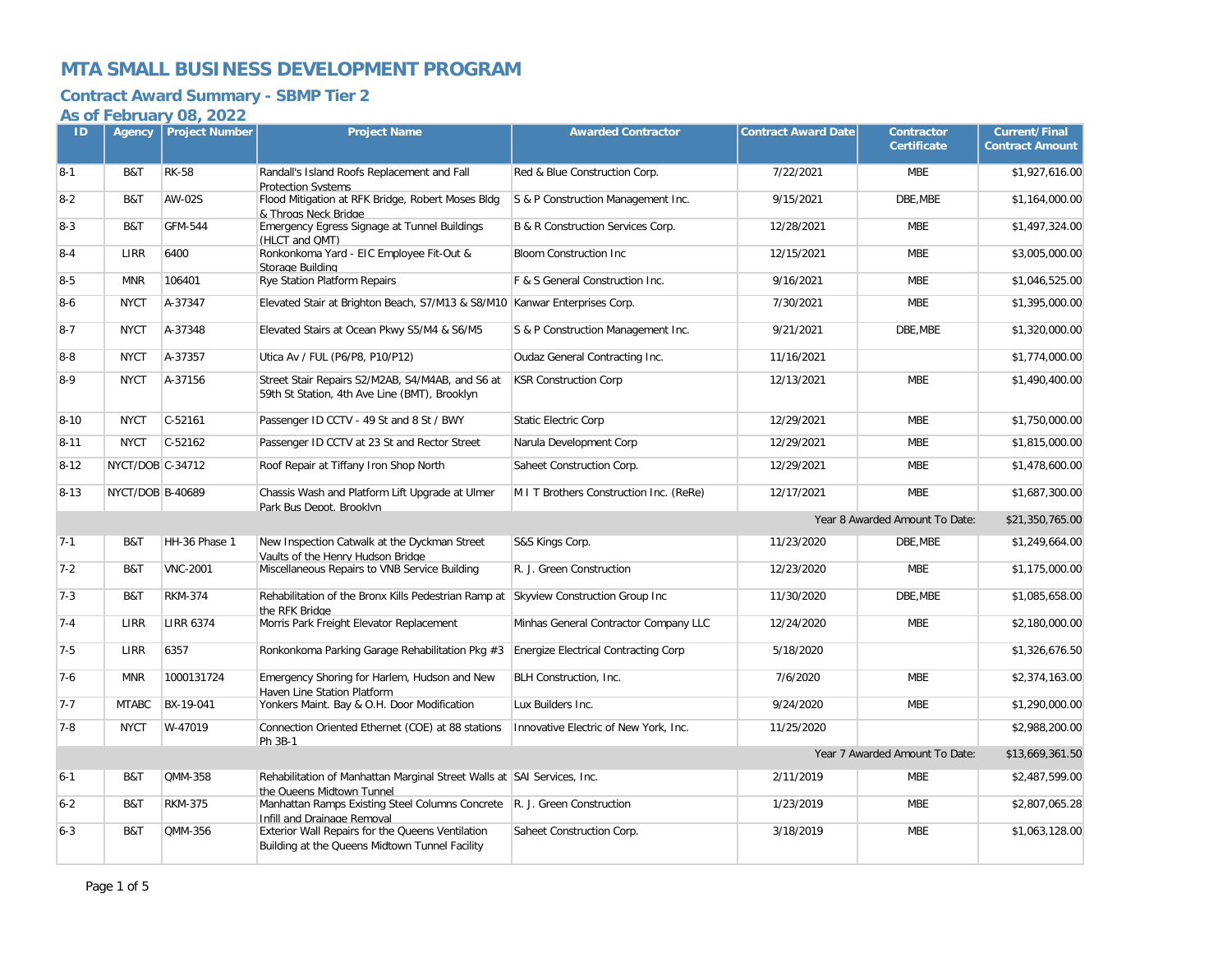# MTA SMALL BUSINESS DEVELOPMENT PROGRAM

## Contract Award Summary - SBMP Tier 2

### As of February 08, 2022

| ID | Agency | Project Number | Project Name | Awarded Contractor | Contract Award Date | Contractor Certificate | Current/Final Contract Amount |
|---|---|---|---|---|---|---|---|
| 8-1 | B&T | RK-58 | Randall's Island Roofs Replacement and Fall Protection Systems | Red & Blue Construction Corp. | 7/22/2021 | MBE | $1,927,616.00 |
| 8-2 | B&T | AW-02S | Flood Mitigation at RFK Bridge, Robert Moses Bldg & Throgs Neck Bridge | S & P Construction Management Inc. | 9/15/2021 | DBE,MBE | $1,164,000.00 |
| 8-3 | B&T | GFM-544 | Emergency Egress Signage at Tunnel Buildings (HLCT and QMT) | B & R Construction Services Corp. | 12/28/2021 | MBE | $1,497,324.00 |
| 8-4 | LIRR | 6400 | Ronkonkoma Yard - EIC Employee Fit-Out & Storage Building | Bloom Construction Inc | 12/15/2021 | MBE | $3,005,000.00 |
| 8-5 | MNR | 106401 | Rye Station Platform Repairs | F & S General Construction Inc. | 9/16/2021 | MBE | $1,046,525.00 |
| 8-6 | NYCT | A-37347 | Elevated Stair at Brighton Beach, S7/M13 & S8/M10 | Kanwar Enterprises Corp. | 7/30/2021 | MBE | $1,395,000.00 |
| 8-7 | NYCT | A-37348 | Elevated Stairs at Ocean Pkwy S5/M4 & S6/M5 | S & P Construction Management Inc. | 9/21/2021 | DBE,MBE | $1,320,000.00 |
| 8-8 | NYCT | A-37357 | Utica Av / FUL (P6/P8, P10/P12) | Oudaz General Contracting Inc. | 11/16/2021 | | $1,774,000.00 |
| 8-9 | NYCT | A-37156 | Street Stair Repairs S2/M2AB, S4/M4AB, and S6 at 59th St Station, 4th Ave Line (BMT), Brooklyn | KSR Construction Corp | 12/13/2021 | MBE | $1,490,400.00 |
| 8-10 | NYCT | C-52161 | Passenger ID CCTV - 49 St and 8 St / BWY | Static Electric Corp | 12/29/2021 | MBE | $1,750,000.00 |
| 8-11 | NYCT | C-52162 | Passenger ID CCTV at 23 St and Rector Street | Narula Development Corp | 12/29/2021 | MBE | $1,815,000.00 |
| 8-12 | NYCT/DOB | C-34712 | Roof Repair at Tiffany Iron Shop North | Saheet Construction Corp. | 12/29/2021 | MBE | $1,478,600.00 |
| 8-13 | NYCT/DOB | B-40689 | Chassis Wash and Platform Lift Upgrade at Ulmer Park Bus Depot, Brooklyn | M I T Brothers Construction Inc. (ReRe) | 12/17/2021 | MBE | $1,687,300.00 |
| | | | | | | Year 8 Awarded Amount To Date: | $21,350,765.00 |
| 7-1 | B&T | HH-36 Phase 1 | New Inspection Catwalk at the Dyckman Street Vaults of the Henry Hudson Bridge | S&S Kings Corp. | 11/23/2020 | DBE,MBE | $1,249,664.00 |
| 7-2 | B&T | VNC-2001 | Miscellaneous Repairs to VNB Service Building | R. J. Green Construction | 12/23/2020 | MBE | $1,175,000.00 |
| 7-3 | B&T | RKM-374 | Rehabilitation of the Bronx Kills Pedestrian Ramp at the RFK Bridge | Skyview Construction Group Inc | 11/30/2020 | DBE,MBE | $1,085,658.00 |
| 7-4 | LIRR | LIRR 6374 | Morris Park Freight Elevator Replacement | Minhas General Contractor Company LLC | 12/24/2020 | MBE | $2,180,000.00 |
| 7-5 | LIRR | 6357 | Ronkonkoma Parking Garage Rehabilitation Pkg #3 | Energize Electrical Contracting Corp | 5/18/2020 | | $1,326,676.50 |
| 7-6 | MNR | 1000131724 | Emergency Shoring for Harlem, Hudson and New Haven Line Station Platform | BLH Construction, Inc. | 7/6/2020 | MBE | $2,374,163.00 |
| 7-7 | MTABC | BX-19-041 | Yonkers Maint. Bay & O.H. Door Modification | Lux Builders Inc. | 9/24/2020 | MBE | $1,290,000.00 |
| 7-8 | NYCT | W-47019 | Connection Oriented Ethernet (COE) at 88 stations Ph 3B-1 | Innovative Electric of New York, Inc. | 11/25/2020 | | $2,988,200.00 |
| | | | | | | Year 7 Awarded Amount To Date: | $13,669,361.50 |
| 6-1 | B&T | QMM-358 | Rehabilitation of Manhattan Marginal Street Walls at the Queens Midtown Tunnel | SAI Services, Inc. | 2/11/2019 | MBE | $2,487,599.00 |
| 6-2 | B&T | RKM-375 | Manhattan Ramps Existing Steel Columns Concrete Infill and Drainage Removal | R. J. Green Construction | 1/23/2019 | MBE | $2,807,065.28 |
| 6-3 | B&T | QMM-356 | Exterior Wall Repairs for the Queens Ventilation Building at the Queens Midtown Tunnel Facility | Saheet Construction Corp. | 3/18/2019 | MBE | $1,063,128.00 |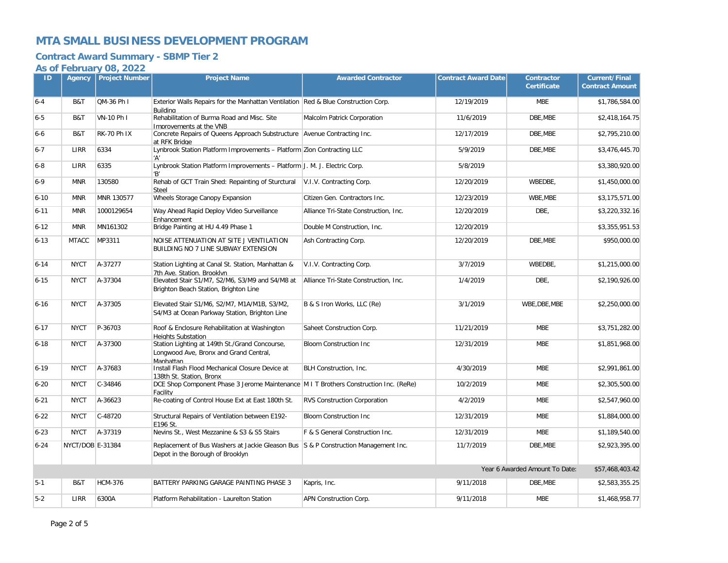# MTA SMALL BUSINESS DEVELOPMENT PROGRAM

## Contract Award Summary - SBMP Tier 2

### As of February 08, 2022

| ID | Agency | Project Number | Project Name | Awarded Contractor | Contract Award Date | Contractor Certificate | Current/Final Contract Amount |
|---|---|---|---|---|---|---|---|
| 6-4 | B&T | QM-36 Ph I | Exterior Walls Repairs for the Manhattan Ventilation Building | Red & Blue Construction Corp. | 12/19/2019 | MBE | $1,786,584.00 |
| 6-5 | B&T | VN-10 Ph I | Rehabilitation of Burma Road and Misc. Site Improvements at the VNB | Malcolm Patrick Corporation | 11/6/2019 | DBE,MBE | $2,418,164.75 |
| 6-6 | B&T | RK-70 Ph IX | Concrete Repairs of Queens Approach Substructure at RFK Bridge | Avenue Contracting Inc. | 12/17/2019 | DBE,MBE | $2,795,210.00 |
| 6-7 | LIRR | 6334 | Lynbrook Station Platform Improvements – Platform 'A' | Zion Contracting LLC | 5/9/2019 | DBE,MBE | $3,476,445.70 |
| 6-8 | LIRR | 6335 | Lynbrook Station Platform Improvements – Platform 'B' | J. M. J. Electric Corp. | 5/8/2019 | | $3,380,920.00 |
| 6-9 | MNR | 130580 | Rehab of GCT Train Shed: Repainting of Sturctural Steel | V.I.V. Contracting Corp. | 12/20/2019 | WBEDBE, | $1,450,000.00 |
| 6-10 | MNR | MNR 130577 | Wheels Storage Canopy Expansion | Citizen Gen. Contractors Inc. | 12/23/2019 | WBE,MBE | $3,175,571.00 |
| 6-11 | MNR | 1000129654 | Way Ahead Rapid Deploy Video Surveillance Enhancement | Alliance Tri-State Construction, Inc. | 12/20/2019 | DBE, | $3,220,332.16 |
| 6-12 | MNR | MN161302 | Bridge Painting at HU 4.49 Phase 1 | Double M Construction, Inc. | 12/20/2019 | | $3,355,951.53 |
| 6-13 | MTACC | MP3311 | NOISE ATTENUATION AT SITE J VENTILATION BUILDING NO 7 LINE SUBWAY EXTENSION | Ash Contracting Corp. | 12/20/2019 | DBE,MBE | $950,000.00 |
| 6-14 | NYCT | A-37277 | Station Lighting at Canal St. Station, Manhattan & 7th Ave. Station, Brooklyn | V.I.V. Contracting Corp. | 3/7/2019 | WBEDBE, | $1,215,000.00 |
| 6-15 | NYCT | A-37304 | Elevated Stair S1/M7, S2/M6, S3/M9 and S4/M8 at Brighton Beach Station, Brighton Line | Alliance Tri-State Construction, Inc. | 1/4/2019 | DBE, | $2,190,926.00 |
| 6-16 | NYCT | A-37305 | Elevated Stair S1/M6, S2/M7, M1A/M1B, S3/M2, S4/M3 at Ocean Parkway Station, Brighton Line | B & S Iron Works, LLC (Re) | 3/1/2019 | WBE,DBE,MBE | $2,250,000.00 |
| 6-17 | NYCT | P-36703 | Roof & Enclosure Rehabilitation at Washington Heights Substation | Saheet Construction Corp. | 11/21/2019 | MBE | $3,751,282.00 |
| 6-18 | NYCT | A-37300 | Station Lighting at 149th St./Grand Concourse, Longwood Ave, Bronx and Grand Central, Manhattan | Bloom Construction Inc | 12/31/2019 | MBE | $1,851,968.00 |
| 6-19 | NYCT | A-37683 | Install Flash Flood Mechanical Closure Device at 138th St. Station, Bronx | BLH Construction, Inc. | 4/30/2019 | MBE | $2,991,861.00 |
| 6-20 | NYCT | C-34846 | DCE Shop Component Phase 3 Jerome Maintenance Facility | M I T Brothers Construction Inc. (ReRe) | 10/2/2019 | MBE | $2,305,500.00 |
| 6-21 | NYCT | A-36623 | Re-coating of Control House Ext at East 180th St. | RVS Construction Corporation | 4/2/2019 | MBE | $2,547,960.00 |
| 6-22 | NYCT | C-48720 | Structural Repairs of Ventilation between E192-E196 St. | Bloom Construction Inc | 12/31/2019 | MBE | $1,884,000.00 |
| 6-23 | NYCT | A-37319 | Nevins St., West Mezzanine & S3 & S5 Stairs | F & S General Construction Inc. | 12/31/2019 | MBE | $1,189,540.00 |
| 6-24 | NYCT/DOB | E-31384 | Replacement of Bus Washers at Jackie Gleason Bus Depot in the Borough of Brooklyn | S & P Construction Management Inc. | 11/7/2019 | DBE,MBE | $2,923,395.00 |
| | | | | | | Year 6 Awarded Amount To Date: | $57,468,403.42 |
| 5-1 | B&T | HCM-376 | BATTERY PARKING GARAGE PAINTING PHASE 3 | Kapris, Inc. | 9/11/2018 | DBE,MBE | $2,583,355.25 |
| 5-2 | LIRR | 6300A | Platform Rehabilitation - Laurelton Station | APN Construction Corp. | 9/11/2018 | MBE | $1,468,958.77 |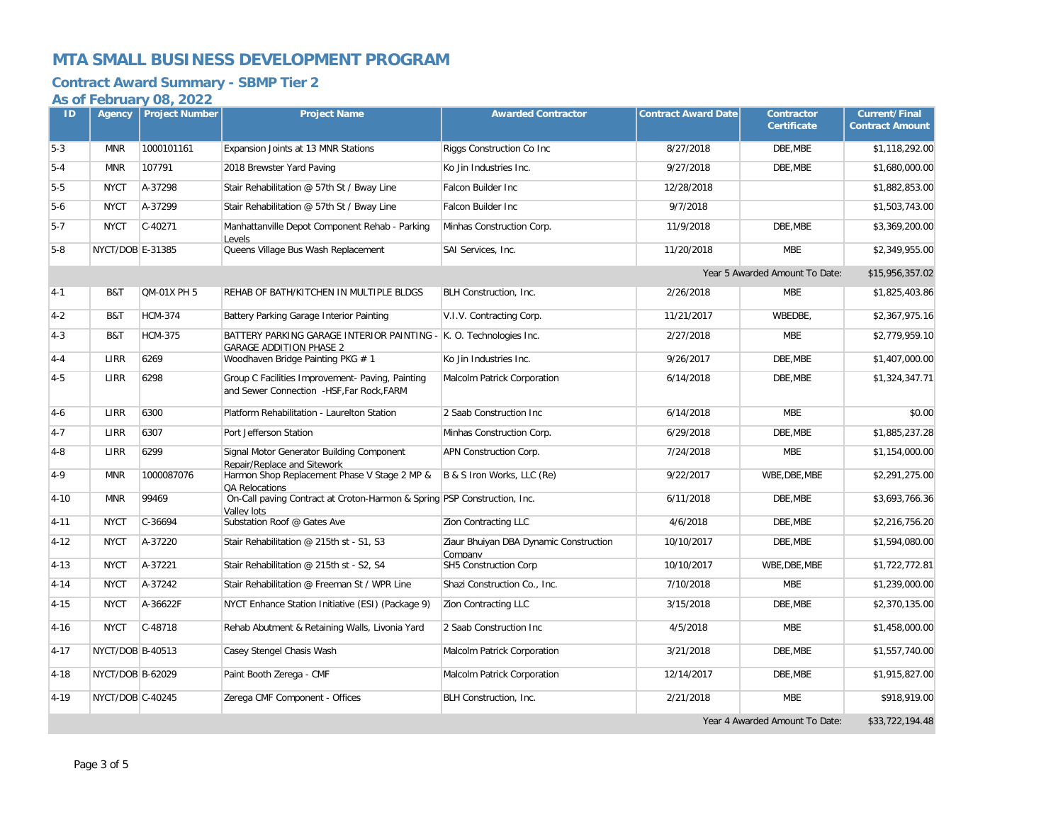# MTA SMALL BUSINESS DEVELOPMENT PROGRAM

## Contract Award Summary - SBMP Tier 2

### As of February 08, 2022

| ID | Agency | Project Number | Project Name | Awarded Contractor | Contract Award Date | Contractor Certificate | Current/Final Contract Amount |
|---|---|---|---|---|---|---|---|
| 5-3 | MNR | 1000101161 | Expansion Joints at 13 MNR Stations | Riggs Construction Co Inc | 8/27/2018 | DBE,MBE | $1,118,292.00 |
| 5-4 | MNR | 107791 | 2018 Brewster Yard Paving | Ko Jin Industries Inc. | 9/27/2018 | DBE,MBE | $1,680,000.00 |
| 5-5 | NYCT | A-37298 | Stair Rehabilitation @ 57th St / Bway Line | Falcon Builder Inc | 12/28/2018 | | $1,882,853.00 |
| 5-6 | NYCT | A-37299 | Stair Rehabilitation @ 57th St / Bway Line | Falcon Builder Inc | 9/7/2018 | | $1,503,743.00 |
| 5-7 | NYCT | C-40271 | Manhattanville Depot Component Rehab - Parking Levels | Minhas Construction Corp. | 11/9/2018 | DBE,MBE | $3,369,200.00 |
| 5-8 | NYCT/DOB | E-31385 | Queens Village Bus Wash Replacement | SAI Services, Inc. | 11/20/2018 | MBE | $2,349,955.00 |
| | | | | | | Year 5 Awarded Amount To Date: | $15,956,357.02 |
| 4-1 | B&T | QM-01X PH 5 | REHAB OF BATH/KITCHEN IN MULTIPLE BLDGS | BLH Construction, Inc. | 2/26/2018 | MBE | $1,825,403.86 |
| 4-2 | B&T | HCM-374 | Battery Parking Garage Interior Painting | V.I.V. Contracting Corp. | 11/21/2017 | WBEDBE, | $2,367,975.16 |
| 4-3 | B&T | HCM-375 | BATTERY PARKING GARAGE INTERIOR PAINTING - GARAGE ADDITION PHASE 2 | K. O. Technologies Inc. | 2/27/2018 | MBE | $2,779,959.10 |
| 4-4 | LIRR | 6269 | Woodhaven Bridge Painting PKG # 1 | Ko Jin Industries Inc. | 9/26/2017 | DBE,MBE | $1,407,000.00 |
| 4-5 | LIRR | 6298 | Group C Facilities Improvement- Paving, Painting and Sewer Connection -HSF,Far Rock,FARM | Malcolm Patrick Corporation | 6/14/2018 | DBE,MBE | $1,324,347.71 |
| 4-6 | LIRR | 6300 | Platform Rehabilitation - Laurelton Station | 2 Saab Construction Inc | 6/14/2018 | MBE | $0.00 |
| 4-7 | LIRR | 6307 | Port Jefferson Station | Minhas Construction Corp. | 6/29/2018 | DBE,MBE | $1,885,237.28 |
| 4-8 | LIRR | 6299 | Signal Motor Generator Building Component Repair/Replace and Sitework | APN Construction Corp. | 7/24/2018 | MBE | $1,154,000.00 |
| 4-9 | MNR | 1000087076 | Harmon Shop Replacement Phase V Stage 2 MP & QA Relocations | B & S Iron Works, LLC (Re) | 9/22/2017 | WBE,DBE,MBE | $2,291,275.00 |
| 4-10 | MNR | 99469 | On-Call paving Contract at Croton-Harmon & Spring Valley lots | PSP Construction, Inc. | 6/11/2018 | DBE,MBE | $3,693,766.36 |
| 4-11 | NYCT | C-36694 | Substation Roof @ Gates Ave | Zion Contracting LLC | 4/6/2018 | DBE,MBE | $2,216,756.20 |
| 4-12 | NYCT | A-37220 | Stair Rehabilitation @ 215th st - S1, S3 | Ziaur Bhuiyan DBA Dynamic Construction Company | 10/10/2017 | DBE,MBE | $1,594,080.00 |
| 4-13 | NYCT | A-37221 | Stair Rehabilitation @ 215th st - S2, S4 | SH5 Construction Corp | 10/10/2017 | WBE,DBE,MBE | $1,722,772.81 |
| 4-14 | NYCT | A-37242 | Stair Rehabilitation @ Freeman St / WPR Line | Shazi Construction Co., Inc. | 7/10/2018 | MBE | $1,239,000.00 |
| 4-15 | NYCT | A-36622F | NYCT Enhance Station Initiative (ESI) (Package 9) | Zion Contracting LLC | 3/15/2018 | DBE,MBE | $2,370,135.00 |
| 4-16 | NYCT | C-48718 | Rehab Abutment & Retaining Walls, Livonia Yard | 2 Saab Construction Inc | 4/5/2018 | MBE | $1,458,000.00 |
| 4-17 | NYCT/DOB | B-40513 | Casey Stengel Chasis Wash | Malcolm Patrick Corporation | 3/21/2018 | DBE,MBE | $1,557,740.00 |
| 4-18 | NYCT/DOB | B-62029 | Paint Booth Zerega - CMF | Malcolm Patrick Corporation | 12/14/2017 | DBE,MBE | $1,915,827.00 |
| 4-19 | NYCT/DOB | C-40245 | Zerega CMF Component - Offices | BLH Construction, Inc. | 2/21/2018 | MBE | $918,919.00 |
| | | | | | | Year 4 Awarded Amount To Date: | $33,722,194.48 |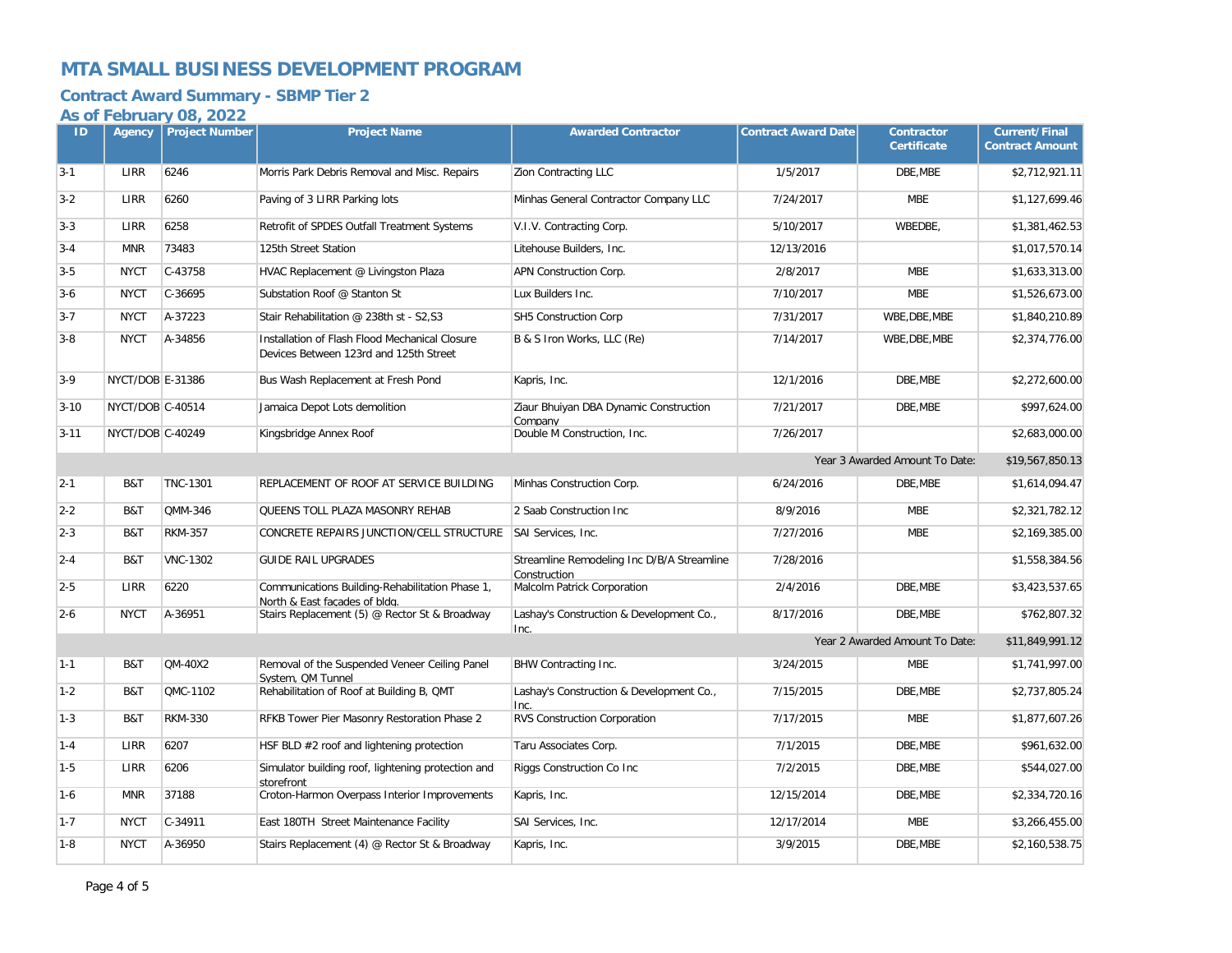# MTA SMALL BUSINESS DEVELOPMENT PROGRAM

## Contract Award Summary - SBMP Tier 2

### As of February 08, 2022

| ID | Agency | Project Number | Project Name | Awarded Contractor | Contract Award Date | Contractor Certificate | Current/Final Contract Amount |
|---|---|---|---|---|---|---|---|
| 3-1 | LIRR | 6246 | Morris Park Debris Removal and Misc. Repairs | Zion Contracting LLC | 1/5/2017 | DBE,MBE | $2,712,921.11 |
| 3-2 | LIRR | 6260 | Paving of 3 LIRR Parking lots | Minhas General Contractor Company LLC | 7/24/2017 | MBE | $1,127,699.46 |
| 3-3 | LIRR | 6258 | Retrofit of SPDES Outfall Treatment Systems | V.I.V. Contracting Corp. | 5/10/2017 | WBEDBE, | $1,381,462.53 |
| 3-4 | MNR | 73483 | 125th Street Station | Litehouse Builders, Inc. | 12/13/2016 | | $1,017,570.14 |
| 3-5 | NYCT | C-43758 | HVAC Replacement @ Livingston Plaza | APN Construction Corp. | 2/8/2017 | MBE | $1,633,313.00 |
| 3-6 | NYCT | C-36695 | Substation Roof @ Stanton St | Lux Builders Inc. | 7/10/2017 | MBE | $1,526,673.00 |
| 3-7 | NYCT | A-37223 | Stair Rehabilitation @ 238th st - S2,S3 | SH5 Construction Corp | 7/31/2017 | WBE,DBE,MBE | $1,840,210.89 |
| 3-8 | NYCT | A-34856 | Installation of Flash Flood Mechanical Closure Devices Between 123rd and 125th Street | B & S Iron Works, LLC (Re) | 7/14/2017 | WBE,DBE,MBE | $2,374,776.00 |
| 3-9 | NYCT/DOB | E-31386 | Bus Wash Replacement at Fresh Pond | Kapris, Inc. | 12/1/2016 | DBE,MBE | $2,272,600.00 |
| 3-10 | NYCT/DOB | C-40514 | Jamaica Depot Lots demolition | Ziaur Bhuiyan DBA Dynamic Construction Company | 7/21/2017 | DBE,MBE | $997,624.00 |
| 3-11 | NYCT/DOB | C-40249 | Kingsbridge Annex Roof | Double M Construction, Inc. | 7/26/2017 | | $2,683,000.00 |
| | | | | | | Year 3 Awarded Amount To Date: | $19,567,850.13 |
| 2-1 | B&T | TNC-1301 | REPLACEMENT OF ROOF AT SERVICE BUILDING | Minhas Construction Corp. | 6/24/2016 | DBE,MBE | $1,614,094.47 |
| 2-2 | B&T | QMM-346 | QUEENS TOLL PLAZA MASONRY REHAB | 2 Saab Construction Inc | 8/9/2016 | MBE | $2,321,782.12 |
| 2-3 | B&T | RKM-357 | CONCRETE REPAIRS JUNCTION/CELL STRUCTURE | SAI Services, Inc. | 7/27/2016 | MBE | $2,169,385.00 |
| 2-4 | B&T | VNC-1302 | GUIDE RAIL UPGRADES | Streamline Remodeling Inc D/B/A Streamline Construction | 7/28/2016 | | $1,558,384.56 |
| 2-5 | LIRR | 6220 | Communications Building-Rehabilitation Phase 1, North & East facades of bldg. | Malcolm Patrick Corporation | 2/4/2016 | DBE,MBE | $3,423,537.65 |
| 2-6 | NYCT | A-36951 | Stairs Replacement (5) @ Rector St & Broadway | Lashay's Construction & Development Co., Inc. | 8/17/2016 | DBE,MBE | $762,807.32 |
| | | | | | | Year 2 Awarded Amount To Date: | $11,849,991.12 |
| 1-1 | B&T | QM-40X2 | Removal of the Suspended Veneer Ceiling Panel System, QM Tunnel | BHW Contracting Inc. | 3/24/2015 | MBE | $1,741,997.00 |
| 1-2 | B&T | QMC-1102 | Rehabilitation of Roof at Building B, QMT | Lashay's Construction & Development Co., Inc. | 7/15/2015 | DBE,MBE | $2,737,805.24 |
| 1-3 | B&T | RKM-330 | RFKB Tower Pier Masonry Restoration Phase 2 | RVS Construction Corporation | 7/17/2015 | MBE | $1,877,607.26 |
| 1-4 | LIRR | 6207 | HSF BLD #2 roof and lightening protection | Taru Associates Corp. | 7/1/2015 | DBE,MBE | $961,632.00 |
| 1-5 | LIRR | 6206 | Simulator building roof, lightening protection and storefront | Riggs Construction Co Inc | 7/2/2015 | DBE,MBE | $544,027.00 |
| 1-6 | MNR | 37188 | Croton-Harmon Overpass Interior Improvements | Kapris, Inc. | 12/15/2014 | DBE,MBE | $2,334,720.16 |
| 1-7 | NYCT | C-34911 | East 180TH Street Maintenance Facility | SAI Services, Inc. | 12/17/2014 | MBE | $3,266,455.00 |
| 1-8 | NYCT | A-36950 | Stairs Replacement (4) @ Rector St & Broadway | Kapris, Inc. | 3/9/2015 | DBE,MBE | $2,160,538.75 |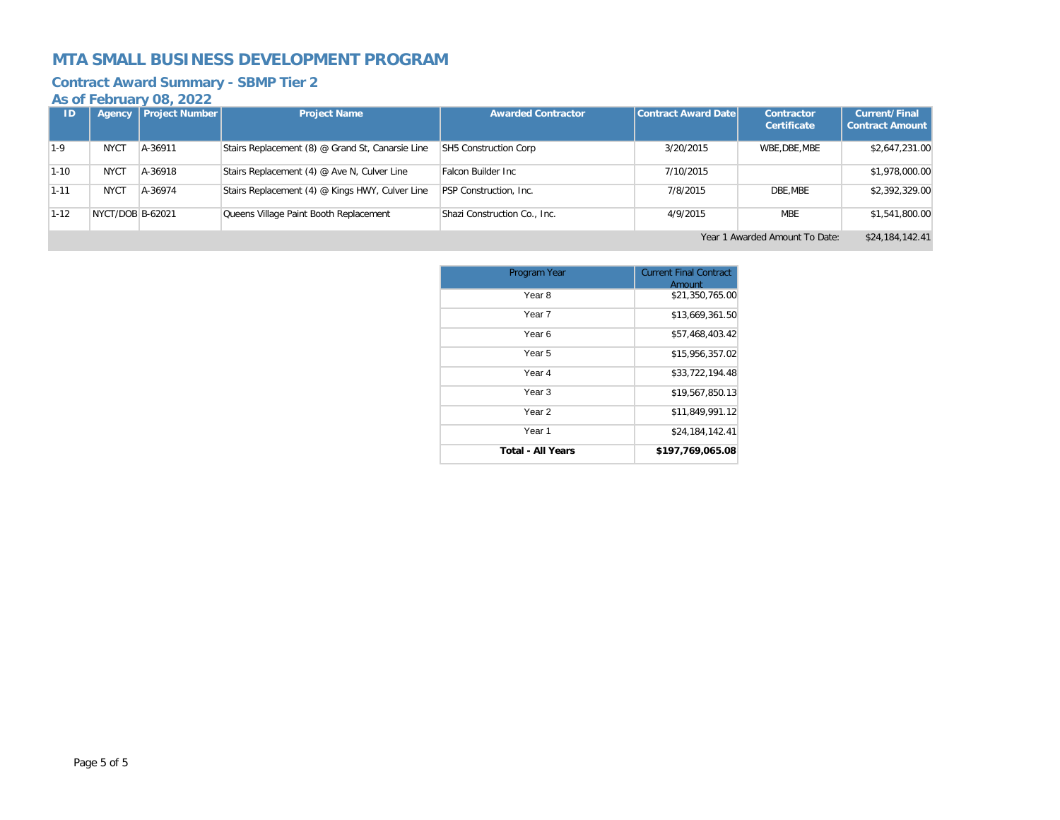# MTA SMALL BUSINESS DEVELOPMENT PROGRAM

## Contract Award Summary - SBMP Tier 2

### As of February 08, 2022

| ID | Agency | Project Number | Project Name | Awarded Contractor | Contract Award Date | Contractor Certificate | Current/Final Contract Amount |
|---|---|---|---|---|---|---|---|
| 1-9 | NYCT | A-36911 | Stairs Replacement (8) @ Grand St, Canarsie Line | SH5 Construction Corp | 3/20/2015 | WBE,DBE,MBE | $2,647,231.00 |
| 1-10 | NYCT | A-36918 | Stairs Replacement (4) @ Ave N, Culver Line | Falcon Builder Inc | 7/10/2015 | | $1,978,000.00 |
| 1-11 | NYCT | A-36974 | Stairs Replacement (4) @ Kings HWY, Culver Line | PSP Construction, Inc. | 7/8/2015 | DBE,MBE | $2,392,329.00 |
| 1-12 | NYCT/DOB | B-62021 | Queens Village Paint Booth Replacement | Shazi Construction Co., Inc. | 4/9/2015 | MBE | $1,541,800.00 |
| | | | | | | Year 1 Awarded Amount To Date: | $24,184,142.41 |

| Program Year | Current Final Contract Amount |
|---|---|
| Year 8 | $21,350,765.00 |
| Year 7 | $13,669,361.50 |
| Year 6 | $57,468,403.42 |
| Year 5 | $15,956,357.02 |
| Year 4 | $33,722,194.48 |
| Year 3 | $19,567,850.13 |
| Year 2 | $11,849,991.12 |
| Year 1 | $24,184,142.41 |
| **Total - All Years** | **$197,769,065.08** |